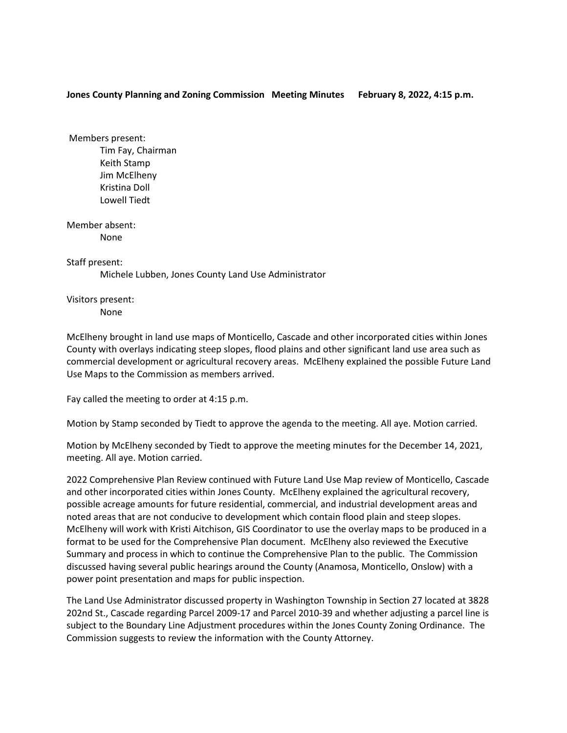**Jones County Planning and Zoning Commission Meeting Minutes February 8, 2022, 4:15 p.m.**

Members present:

- Tim Fay, Chairman
- Keith Stamp
- Jim McElheny
- Kristina Doll
- Lowell Tiedt

Member absent:

- None

Staff present:

- Michele Lubben, Jones County Land Use Administrator

Visitors present:

- None

McElheny brought in land use maps of Monticello, Cascade and other incorporated cities within Jones County with overlays indicating steep slopes, flood plains and other significant land use area such as commercial development or agricultural recovery areas. McElheny explained the possible Future Land Use Maps to the Commission as members arrived.

Fay called the meeting to order at 4:15 p.m.

Motion by Stamp seconded by Tiedt to approve the agenda to the meeting. All aye. Motion carried.

Motion by McElheny seconded by Tiedt to approve the meeting minutes for the December 14, 2021, meeting. All aye. Motion carried.

2022 Comprehensive Plan Review continued with Future Land Use Map review of Monticello, Cascade and other incorporated cities within Jones County. McElheny explained the agricultural recovery, possible acreage amounts for future residential, commercial, and industrial development areas and noted areas that are not conducive to development which contain flood plain and steep slopes. McElheny will work with Kristi Aitchison, GIS Coordinator to use the overlay maps to be produced in a format to be used for the Comprehensive Plan document. McElheny also reviewed the Executive Summary and process in which to continue the Comprehensive Plan to the public. The Commission discussed having several public hearings around the County (Anamosa, Monticello, Onslow) with a power point presentation and maps for public inspection.

The Land Use Administrator discussed property in Washington Township in Section 27 located at 3828 202nd St., Cascade regarding Parcel 2009-17 and Parcel 2010-39 and whether adjusting a parcel line is subject to the Boundary Line Adjustment procedures within the Jones County Zoning Ordinance. The Commission suggests to review the information with the County Attorney.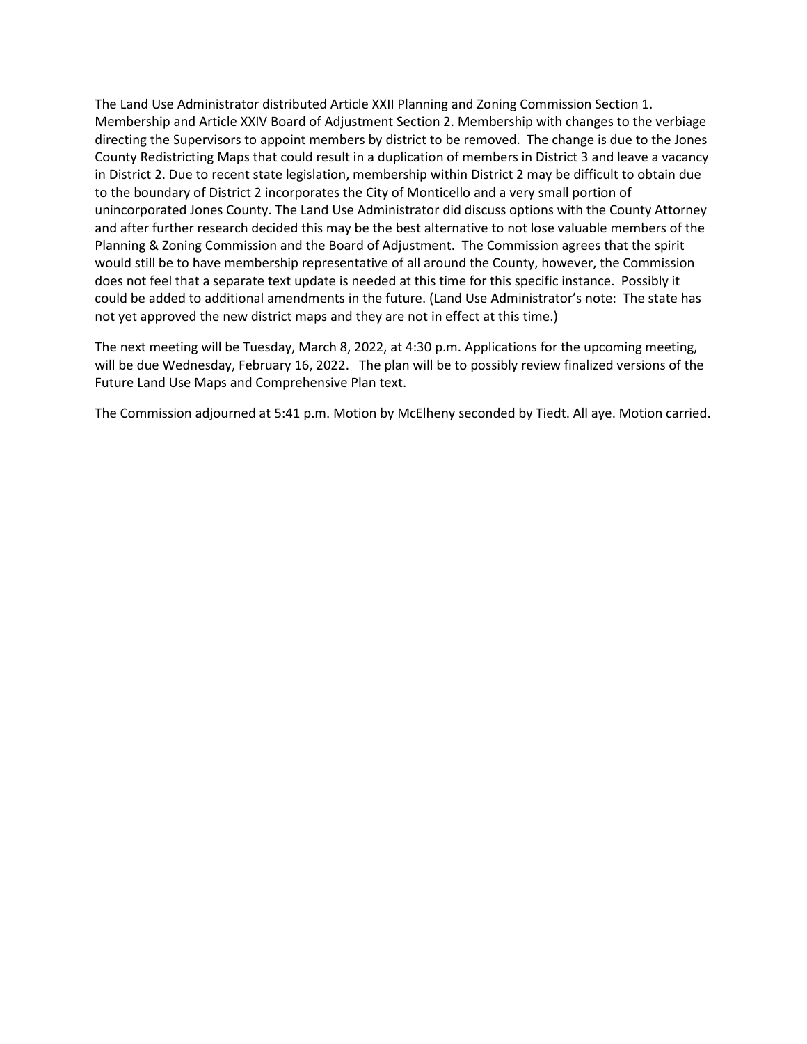The Land Use Administrator distributed Article XXII Planning and Zoning Commission Section 1. Membership and Article XXIV Board of Adjustment Section 2. Membership with changes to the verbiage directing the Supervisors to appoint members by district to be removed. The change is due to the Jones County Redistricting Maps that could result in a duplication of members in District 3 and leave a vacancy in District 2. Due to recent state legislation, membership within District 2 may be difficult to obtain due to the boundary of District 2 incorporates the City of Monticello and a very small portion of unincorporated Jones County. The Land Use Administrator did discuss options with the County Attorney and after further research decided this may be the best alternative to not lose valuable members of the Planning & Zoning Commission and the Board of Adjustment. The Commission agrees that the spirit would still be to have membership representative of all around the County, however, the Commission does not feel that a separate text update is needed at this time for this specific instance. Possibly it could be added to additional amendments in the future. (Land Use Administrator's note: The state has not yet approved the new district maps and they are not in effect at this time.)

The next meeting will be Tuesday, March 8, 2022, at 4:30 p.m. Applications for the upcoming meeting, will be due Wednesday, February 16, 2022. The plan will be to possibly review finalized versions of the Future Land Use Maps and Comprehensive Plan text.

The Commission adjourned at 5:41 p.m. Motion by McElheny seconded by Tiedt. All aye. Motion carried.